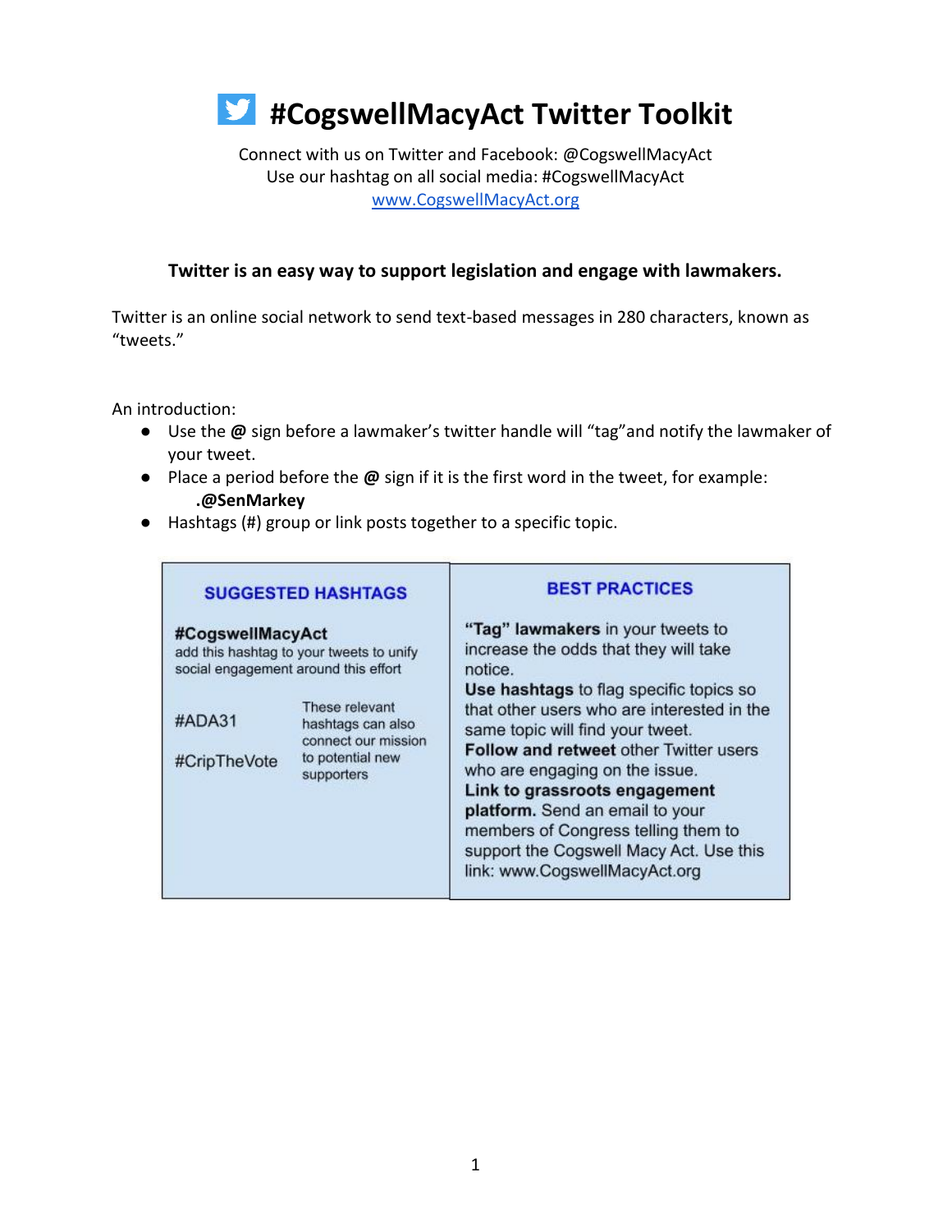# #CogswellMacyAct Twitter Toolkit

Connect with us on Twitter and Facebook: @CogswellMacyAct
Use our hashtag on all social media: #CogswellMacyAct
www.CogswellMacyAct.org

**Twitter is an easy way to support legislation and engage with lawmakers.**

Twitter is an online social network to send text-based messages in 280 characters, known as "tweets."

An introduction:

- Use the **@** sign before a lawmaker's twitter handle will "tag"and notify the lawmaker of your tweet.
- Place a period before the **@** sign if it is the first word in the tweet, for example: **.@SenMarkey**
- Hashtags (#) group or link posts together to a specific topic.

## SUGGESTED HASHTAGS

**#CogswellMacyAct**
add this hashtag to your tweets to unify social engagement around this effort

#ADA31

#CripTheVote

These relevant hashtags can also connect our mission to potential new supporters

## BEST PRACTICES

**"Tag" lawmakers** in your tweets to increase the odds that they will take notice.

**Use hashtags** to flag specific topics so that other users who are interested in the same topic will find your tweet.

**Follow and retweet** other Twitter users who are engaging on the issue.

**Link to grassroots engagement platform.** Send an email to your members of Congress telling them to support the Cogswell Macy Act. Use this link: www.CogswellMacyAct.org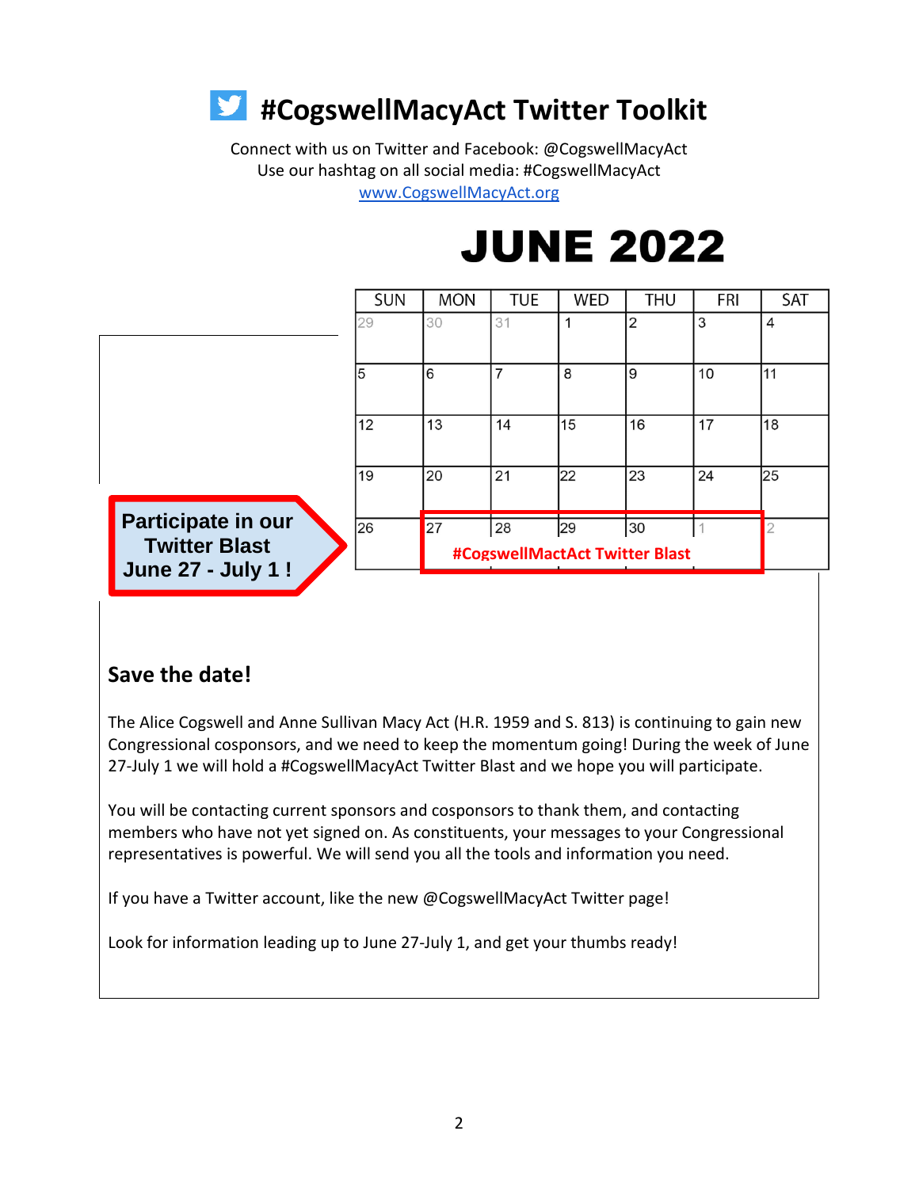# #CogswellMacyAct Twitter Toolkit

Connect with us on Twitter and Facebook: @CogswellMacyAct
Use our hashtag on all social media: #CogswellMacyAct
www.CogswellMacyAct.org

## JUNE 2022

| SUN | MON | TUE | WED | THU | FRI | SAT |
|---|---|---|---|---|---|---|
| 29 | 30 | 31 | 1 | 2 | 3 | 4 |
| 5 | 6 | 7 | 8 | 9 | 10 | 11 |
| 12 | 13 | 14 | 15 | 16 | 17 | 18 |
| 19 | 20 | 21 | 22 | 23 | 24 | 25 |
| 26 | 27 | 28 | 29 | 30 | 1 | 2 |

**#CogswellMactAct Twitter Blast**

**Participate in our Twitter Blast June 27 - July 1 !**

### Save the date!

The Alice Cogswell and Anne Sullivan Macy Act (H.R. 1959 and S. 813) is continuing to gain new Congressional cosponsors, and we need to keep the momentum going! During the week of June 27-July 1 we will hold a #CogswellMacyAct Twitter Blast and we hope you will participate.

You will be contacting current sponsors and cosponsors to thank them, and contacting members who have not yet signed on. As constituents, your messages to your Congressional representatives is powerful. We will send you all the tools and information you need.

If you have a Twitter account, like the new @CogswellMacyAct Twitter page!

Look for information leading up to June 27-July 1, and get your thumbs ready!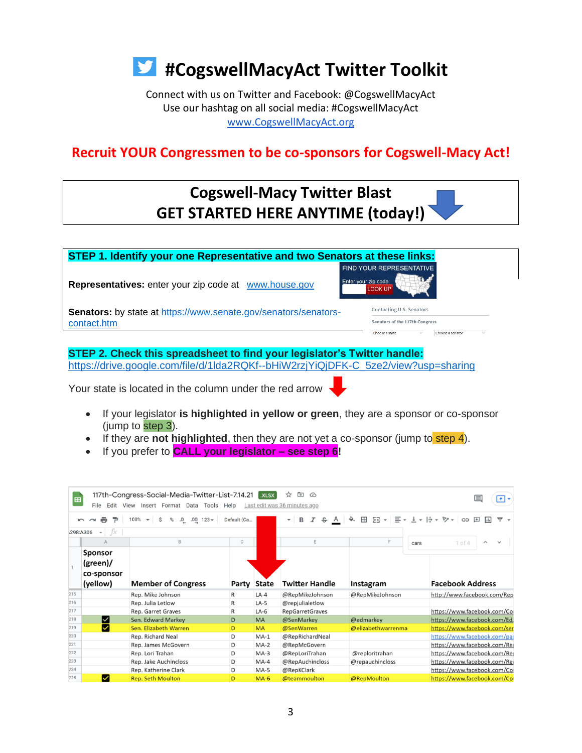# #CogswellMacyAct Twitter Toolkit

Connect with us on Twitter and Facebook: @CogswellMacyAct
Use our hashtag on all social media: #CogswellMacyAct
www.CogswellMacyAct.org

## Recruit YOUR Congressmen to be co-sponsors for Cogswell-Macy Act!

## Cogswell-Macy Twitter Blast
## GET STARTED HERE ANYTIME (today!)

**STEP 1. Identify your one Representative and two Senators at these links:**

**Representatives:** enter your zip code at www.house.gov

FIND YOUR REPRESENTATIVE
Enter your zip code: LOOK UP

**Senators:** by state at https://www.senate.gov/senators/senators-contact.htm

Contacting U.S. Senators
Senators of the 117th Congress
Choose a state | Choose a senator

**STEP 2. Check this spreadsheet to find your legislator's Twitter handle:**
https://drive.google.com/file/d/1lda2RQKf--bHiW2rzjYiQjDFK-C_5ze2/view?usp=sharing

Your state is located in the column under the red arrow

- If your legislator **is highlighted in yellow or green**, they are a sponsor or co-sponsor (jump to step 3).
- If they are **not highlighted**, then they are not yet a co-sponsor (jump to step 4).
- If you prefer to **CALL your legislator – see step 6**!

117th-Congress-Social-Media-Twitter-List-7.14.21 .XLSX

| Sponsor (green)/ co-sponsor (yellow) | Member of Congress | Party | State | Twitter Handle | Instagram | Facebook Address |
|---|---|---|---|---|---|---|
| | Rep. Mike Johnson | R | LA-4 | @RepMikeJohnson | @RepMikeJohnson | http://www.facebook.com/Rep |
| | Rep. Julia Letlow | R | LA-5 | @repjulialetlow | | |
| | Rep. Garret Graves | R | LA-6 | RepGarretGraves | | https://www.facebook.com/Co |
| ☑ | Sen. Edward Markey | D | MA | @SenMarkey | @edmarkey | https://www.facebook.com/Ed |
| ☑ | Sen. Elizabeth Warren | D | MA | @SenWarren | @elizabethwarrenma | https://www.facebook.com/ser |
| | Rep. Richard Neal | D | MA-1 | @RepRichardNeal | | https://www.facebook.com/pa |
| | Rep. James McGovern | D | MA-2 | @RepMcGovern | | https://www.facebook.com/Re |
| | Rep. Lori Trahan | D | MA-3 | @RepLoriTrahan | @reploritrahan | https://www.facebook.com/Re |
| | Rep. Jake Auchincloss | D | MA-4 | @RepAuchincloss | @repauchincloss | https://www.facebook.com/Re |
| | Rep. Katherine Clark | D | MA-5 | @RepKClark | | https://www.facebook.com/Co |
| ☑ | Rep. Seth Moulton | D | MA-6 | @teammoulton | @RepMoulton | https://www.facebook.com/Co |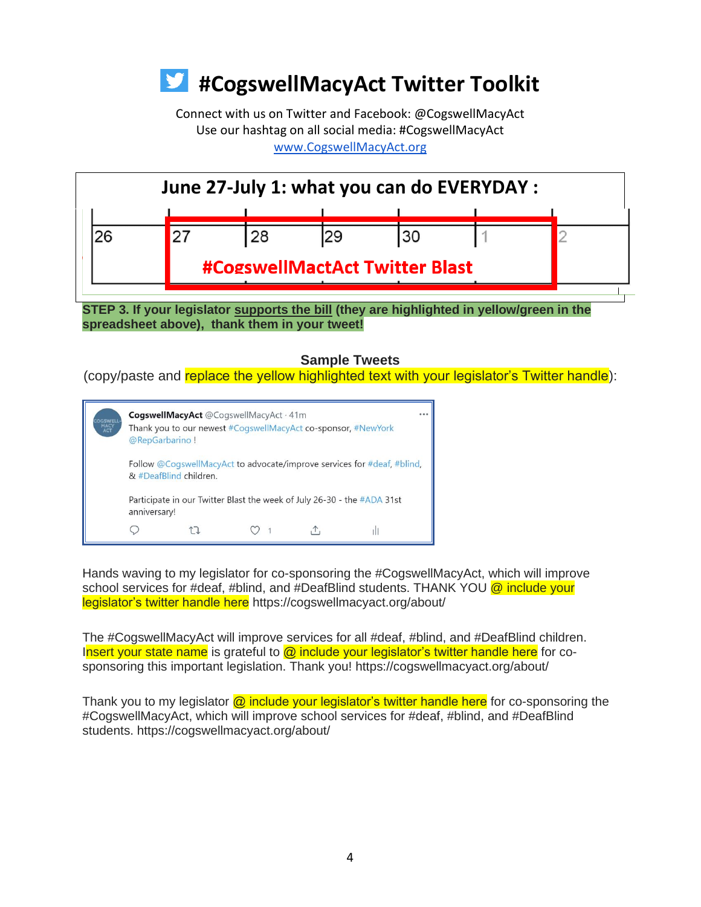# #CogswellMacyAct Twitter Toolkit

Connect with us on Twitter and Facebook: @CogswellMacyAct
Use our hashtag on all social media: #CogswellMacyAct
[www.CogswellMacyAct.org](http://www.CogswellMacyAct.org)

## June 27-July 1: what you can do EVERYDAY :

| 26 | 27 | 28 | 29 | 30 | 1 | 2 |
|---|---|---|---|---|---|---|
| | #CogswellMactAct Twitter Blast | | | | | |

**STEP 3. If your legislator supports the bill (they are highlighted in yellow/green in the spreadsheet above), thank them in your tweet!**

**Sample Tweets**

(copy/paste and replace the yellow highlighted text with your legislator's Twitter handle):

> **CogswellMacyAct** @CogswellMacyAct · 41m
> Thank you to our newest #CogswellMacyAct co-sponsor, #NewYork @RepGarbarino !
>
> Follow @CogswellMacyAct to advocate/improve services for #deaf, #blind, & #DeafBlind children.
>
> Participate in our Twitter Blast the week of July 26-30 - the #ADA 31st anniversary!

Hands waving to my legislator for co-sponsoring the #CogswellMacyAct, which will improve school services for #deaf, #blind, and #DeafBlind students. THANK YOU @ include your legislator's twitter handle here https://cogswellmacyact.org/about/

The #CogswellMacyAct will improve services for all #deaf, #blind, and #DeafBlind children. Insert your state name is grateful to @ include your legislator's twitter handle here for co-sponsoring this important legislation. Thank you! https://cogswellmacyact.org/about/

Thank you to my legislator @ include your legislator's twitter handle here for co-sponsoring the #CogswellMacyAct, which will improve school services for #deaf, #blind, and #DeafBlind students. https://cogswellmacyact.org/about/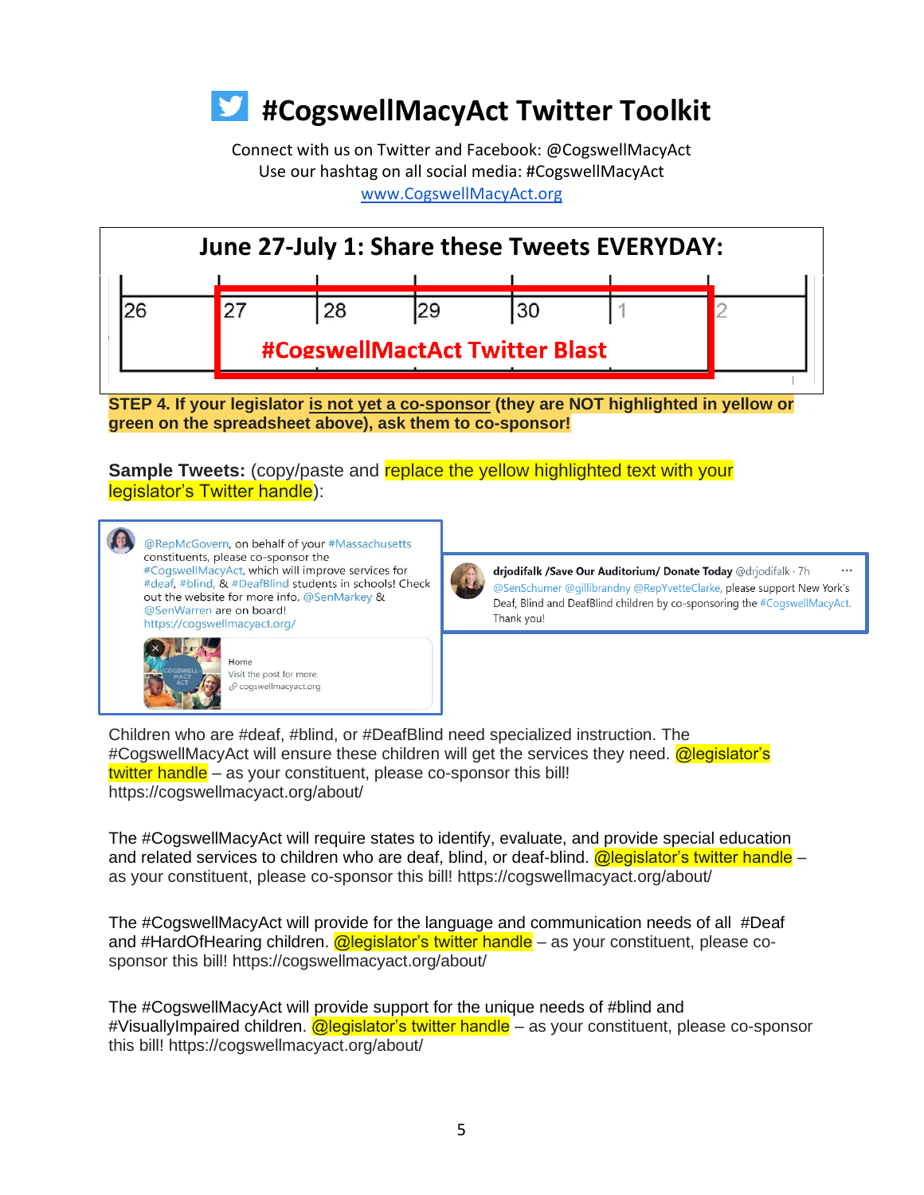# #CogswellMacyAct Twitter Toolkit

Connect with us on Twitter and Facebook: @CogswellMacyAct
Use our hashtag on all social media: #CogswellMacyAct
[www.CogswellMacyAct.org](http://www.CogswellMacyAct.org)

## June 27-July 1: Share these Tweets EVERYDAY:

| 26 | 27 | 28 | 29 | 30 | 1 | 2 |
|---|---|---|---|---|---|---|
| | #CogswellMactAct Twitter Blast | | | | | |

**STEP 4. If your legislator is not yet a co-sponsor (they are NOT highlighted in yellow or green on the spreadsheet above), ask them to co-sponsor!**

**Sample Tweets:** (copy/paste and replace the yellow highlighted text with your legislator's Twitter handle):

@RepMcGovern, on behalf of your #Massachusetts constituents, please co-sponsor the #CogswellMacyAct, which will improve services for #deaf, #blind, & #DeafBlind students in schools! Check out the website for more info. @SenMarkey & @SenWarren are on board! https://cogswellmacyact.org/

Home
Visit the post for more.
cogswellmacyact.org

drjodifalk /Save Our Auditorium/ Donate Today @drjodifalk · 7h
@SenSchumer @gillibrandny @RepYvetteClarke, please support New York's Deaf, Blind and DeafBlind children by co-sponsoring the #CogswellMacyAct. Thank you!

Children who are #deaf, #blind, or #DeafBlind need specialized instruction. The #CogswellMacyAct will ensure these children will get the services they need. @legislator's twitter handle – as your constituent, please co-sponsor this bill! https://cogswellmacyact.org/about/

The #CogswellMacyAct will require states to identify, evaluate, and provide special education and related services to children who are deaf, blind, or deaf-blind. @legislator's twitter handle – as your constituent, please co-sponsor this bill! https://cogswellmacyact.org/about/

The #CogswellMacyAct will provide for the language and communication needs of all #Deaf and #HardOfHearing children. @legislator's twitter handle – as your constituent, please co-sponsor this bill! https://cogswellmacyact.org/about/

The #CogswellMacyAct will provide support for the unique needs of #blind and #VisuallyImpaired children. @legislator's twitter handle – as your constituent, please co-sponsor this bill! https://cogswellmacyact.org/about/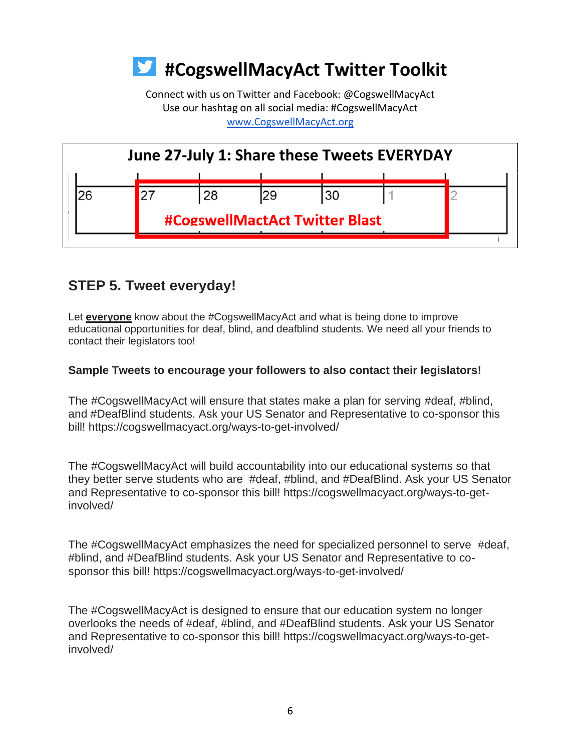# #CogswellMacyAct Twitter Toolkit

Connect with us on Twitter and Facebook: @CogswellMacyAct
Use our hashtag on all social media: #CogswellMacyAct
www.CogswellMacyAct.org

## June 27-July 1: Share these Tweets EVERYDAY

| 26 | 27 | 28 | 29 | 30 | 1 | 2 |
|---|---|---|---|---|---|---|
| | #CogswellMactAct Twitter Blast | | | | | |

## STEP 5. Tweet everyday!

Let **everyone** know about the #CogswellMacyAct and what is being done to improve educational opportunities for deaf, blind, and deafblind students. We need all your friends to contact their legislators too!

**Sample Tweets to encourage your followers to also contact their legislators!**

The #CogswellMacyAct will ensure that states make a plan for serving #deaf, #blind, and #DeafBlind students. Ask your US Senator and Representative to co-sponsor this bill! https://cogswellmacyact.org/ways-to-get-involved/

The #CogswellMacyAct will build accountability into our educational systems so that they better serve students who are #deaf, #blind, and #DeafBlind. Ask your US Senator and Representative to co-sponsor this bill! https://cogswellmacyact.org/ways-to-get-involved/

The #CogswellMacyAct emphasizes the need for specialized personnel to serve #deaf, #blind, and #DeafBlind students. Ask your US Senator and Representative to co-sponsor this bill! https://cogswellmacyact.org/ways-to-get-involved/

The #CogswellMacyAct is designed to ensure that our education system no longer overlooks the needs of #deaf, #blind, and #DeafBlind students. Ask your US Senator and Representative to co-sponsor this bill! https://cogswellmacyact.org/ways-to-get-involved/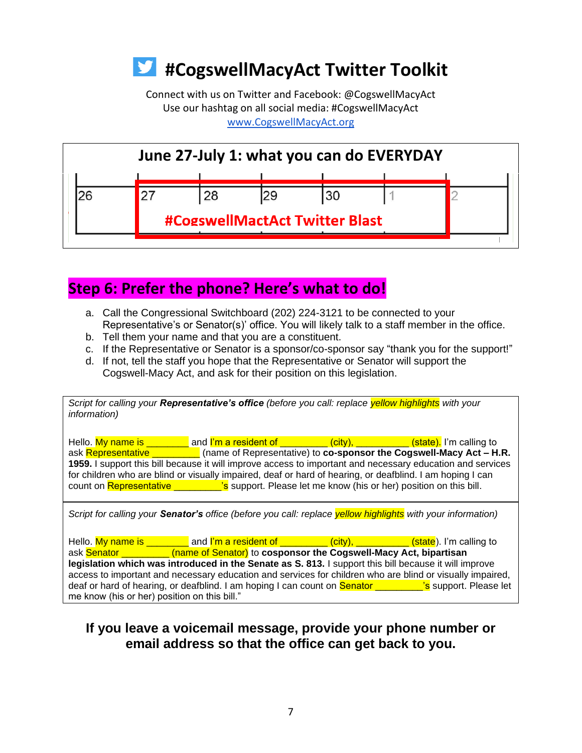# #CogswellMacyAct Twitter Toolkit

Connect with us on Twitter and Facebook: @CogswellMacyAct
Use our hashtag on all social media: #CogswellMacyAct
www.CogswellMacyAct.org

## June 27-July 1: what you can do EVERYDAY

| 26 | 27 | 28 | 29 | 30 | 1 | 2 |
|---|---|---|---|---|---|---|
| | #CogswellMactAct Twitter Blast | | | | | |

## Step 6: Prefer the phone? Here's what to do!

a. Call the Congressional Switchboard (202) 224-3121 to be connected to your Representative's or Senator(s)' office. You will likely talk to a staff member in the office.
b. Tell them your name and that you are a constituent.
c. If the Representative or Senator is a sponsor/co-sponsor say "thank you for the support!"
d. If not, tell the staff you hope that the Representative or Senator will support the Cogswell-Macy Act, and ask for their position on this legislation.

*Script for calling your **Representative's office** (before you call: replace yellow highlights with your information)*

Hello. My name is ________ and I'm a resident of _________ (city), __________ (state). I'm calling to ask Representative _________ (name of Representative) to **co-sponsor the Cogswell-Macy Act – H.R. 1959.** I support this bill because it will improve access to important and necessary education and services for children who are blind or visually impaired, deaf or hard of hearing, or deafblind. I am hoping I can count on Representative _________'s support. Please let me know (his or her) position on this bill.

*Script for calling your **Senator's** office (before you call: replace yellow highlights with your information)*

Hello. My name is ________ and I'm a resident of _________ (city), __________ (state). I'm calling to ask Senator _________ (name of Senator) to **cosponsor the Cogswell-Macy Act, bipartisan legislation which was introduced in the Senate as S. 813.** I support this bill because it will improve access to important and necessary education and services for children who are blind or visually impaired, deaf or hard of hearing, or deafblind. I am hoping I can count on Senator _________'s support. Please let me know (his or her) position on this bill."

**If you leave a voicemail message, provide your phone number or email address so that the office can get back to you.**